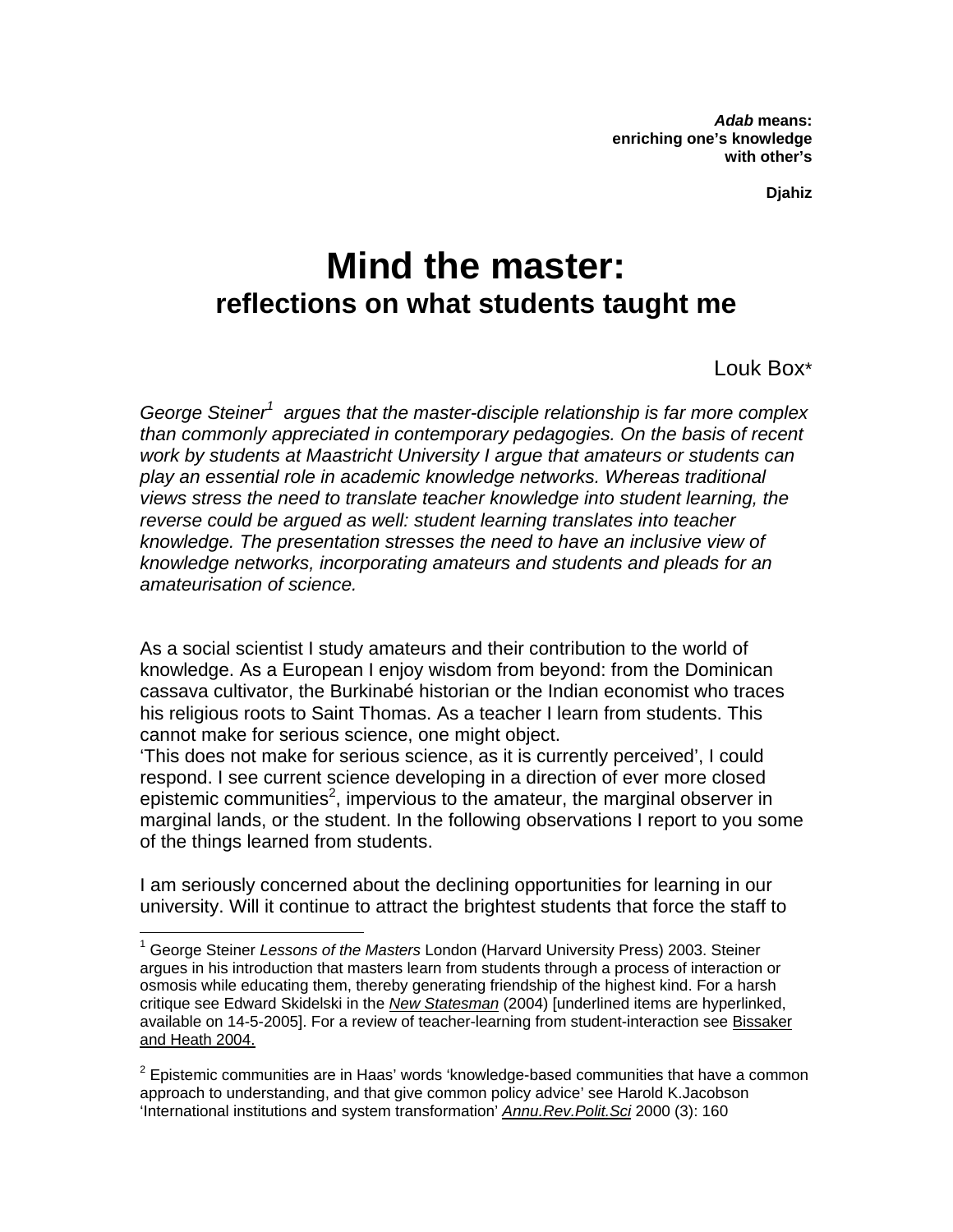***Adab* means:**
**enriching one's knowledge**
**with other's**

**Djahiz**

# Mind the master:
## reflections on what students taught me

Louk Box*

*George Steiner[1] argues that the master-disciple relationship is far more complex than commonly appreciated in contemporary pedagogies. On the basis of recent work by students at Maastricht University I argue that amateurs or students can play an essential role in academic knowledge networks. Whereas traditional views stress the need to translate teacher knowledge into student learning, the reverse could be argued as well: student learning translates into teacher knowledge. The presentation stresses the need to have an inclusive view of knowledge networks, incorporating amateurs and students and pleads for an amateurisation of science.*

As a social scientist I study amateurs and their contribution to the world of knowledge. As a European I enjoy wisdom from beyond: from the Dominican cassava cultivator, the Burkinabé historian or the Indian economist who traces his religious roots to Saint Thomas. As a teacher I learn from students. This cannot make for serious science, one might object.
'This does not make for serious science, as it is currently perceived', I could respond. I see current science developing in a direction of ever more closed epistemic communities[2], impervious to the amateur, the marginal observer in marginal lands, or the student. In the following observations I report to you some of the things learned from students.

I am seriously concerned about the declining opportunities for learning in our university. Will it continue to attract the brightest students that force the staff to

---

[1] George Steiner *Lessons of the Masters* London (Harvard University Press) 2003. Steiner argues in his introduction that masters learn from students through a process of interaction or osmosis while educating them, thereby generating friendship of the highest kind. For a harsh critique see Edward Skidelski in the *New Statesman* (2004) [underlined items are hyperlinked, available on 14-5-2005]. For a review of teacher-learning from student-interaction see Bissaker and Heath 2004.

[2] Epistemic communities are in Haas' words 'knowledge-based communities that have a common approach to understanding, and that give common policy advice' see Harold K.Jacobson 'International institutions and system transformation' *Annu.Rev.Polit.Sci* 2000 (3): 160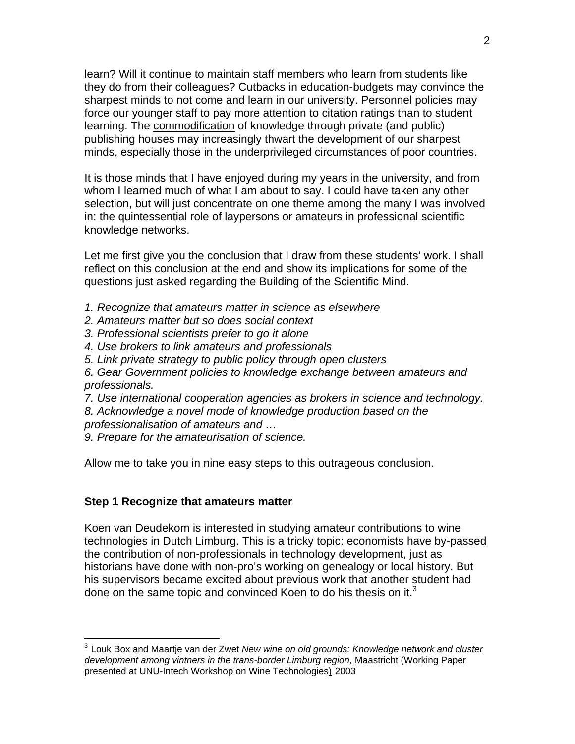learn? Will it continue to maintain staff members who learn from students like they do from their colleagues? Cutbacks in education-budgets may convince the sharpest minds to not come and learn in our university. Personnel policies may force our younger staff to pay more attention to citation ratings than to student learning. The commodification of knowledge through private (and public) publishing houses may increasingly thwart the development of our sharpest minds, especially those in the underprivileged circumstances of poor countries.

It is those minds that I have enjoyed during my years in the university, and from whom I learned much of what I am about to say. I could have taken any other selection, but will just concentrate on one theme among the many I was involved in: the quintessential role of laypersons or amateurs in professional scientific knowledge networks.

Let me first give you the conclusion that I draw from these students' work. I shall reflect on this conclusion at the end and show its implications for some of the questions just asked regarding the Building of the Scientific Mind.

*1. Recognize that amateurs matter in science as elsewhere*
*2. Amateurs matter but so does social context*
*3. Professional scientists prefer to go it alone*
*4. Use brokers to link amateurs and professionals*
*5. Link private strategy to public policy through open clusters*
*6. Gear Government policies to knowledge exchange between amateurs and professionals.*
*7. Use international cooperation agencies as brokers in science and technology.*
*8. Acknowledge a novel mode of knowledge production based on the professionalisation of amateurs and …*
*9. Prepare for the amateurisation of science.*

Allow me to take you in nine easy steps to this outrageous conclusion.

### Step 1 Recognize that amateurs matter

Koen van Deudekom is interested in studying amateur contributions to wine technologies in Dutch Limburg. This is a tricky topic: economists have by-passed the contribution of non-professionals in technology development, just as historians have done with non-pro's working on genealogy or local history. But his supervisors became excited about previous work that another student had done on the same topic and convinced Koen to do his thesis on it.[3]

---

[3] Louk Box and Maartje van der Zwet *New wine on old grounds: Knowledge network and cluster development among vintners in the trans-border Limburg region,* Maastricht (Working Paper presented at UNU-Intech Workshop on Wine Technologies) 2003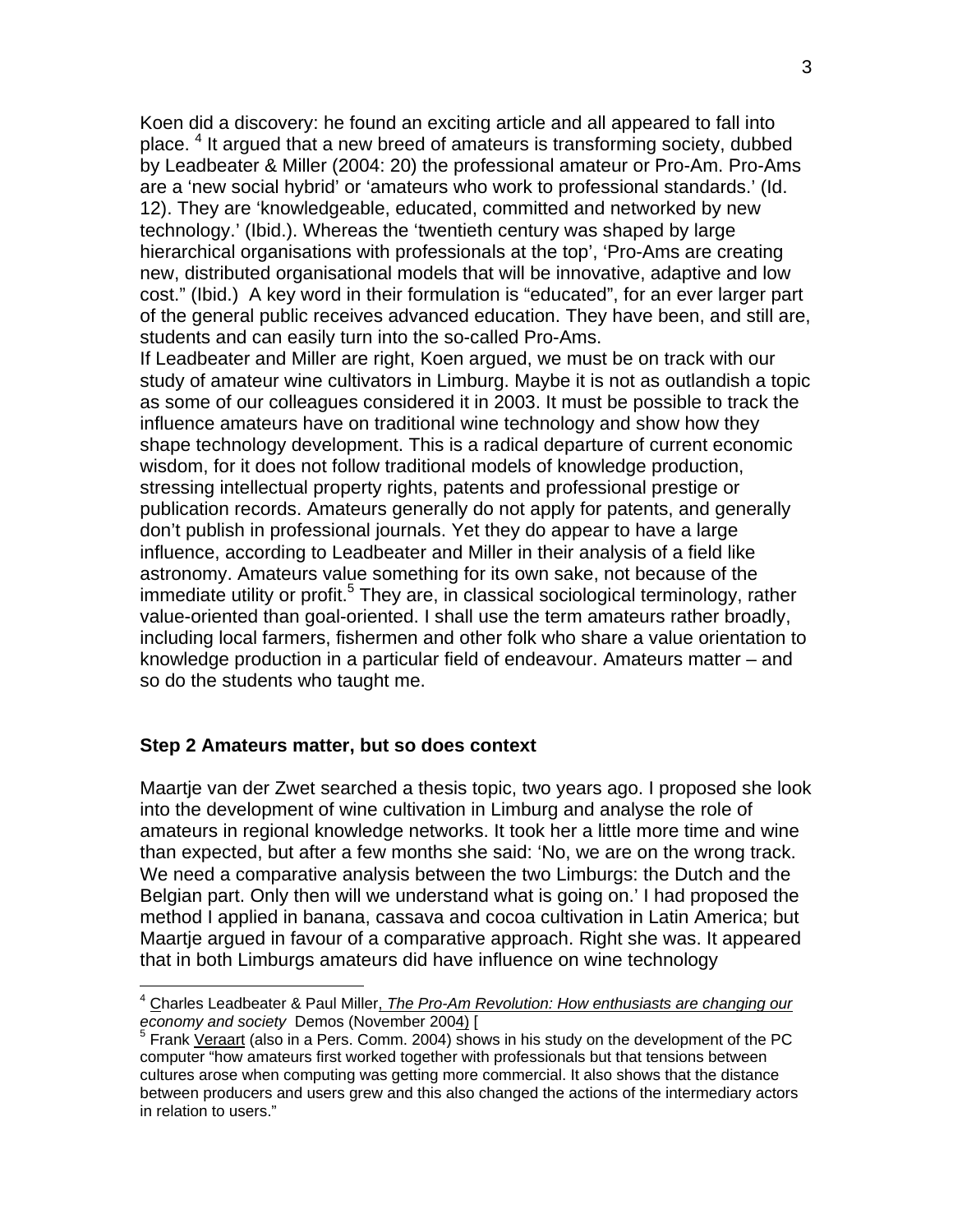Koen did a discovery: he found an exciting article and all appeared to fall into place. [4] It argued that a new breed of amateurs is transforming society, dubbed by Leadbeater & Miller (2004: 20) the professional amateur or Pro-Am. Pro-Ams are a 'new social hybrid' or 'amateurs who work to professional standards.' (Id. 12). They are 'knowledgeable, educated, committed and networked by new technology.' (Ibid.). Whereas the 'twentieth century was shaped by large hierarchical organisations with professionals at the top', 'Pro-Ams are creating new, distributed organisational models that will be innovative, adaptive and low cost." (Ibid.) A key word in their formulation is "educated", for an ever larger part of the general public receives advanced education. They have been, and still are, students and can easily turn into the so-called Pro-Ams.

If Leadbeater and Miller are right, Koen argued, we must be on track with our study of amateur wine cultivators in Limburg. Maybe it is not as outlandish a topic as some of our colleagues considered it in 2003. It must be possible to track the influence amateurs have on traditional wine technology and show how they shape technology development. This is a radical departure of current economic wisdom, for it does not follow traditional models of knowledge production, stressing intellectual property rights, patents and professional prestige or publication records. Amateurs generally do not apply for patents, and generally don't publish in professional journals. Yet they do appear to have a large influence, according to Leadbeater and Miller in their analysis of a field like astronomy. Amateurs value something for its own sake, not because of the immediate utility or profit.[5] They are, in classical sociological terminology, rather value-oriented than goal-oriented. I shall use the term amateurs rather broadly, including local farmers, fishermen and other folk who share a value orientation to knowledge production in a particular field of endeavour. Amateurs matter – and so do the students who taught me.

### Step 2 Amateurs matter, but so does context

Maartje van der Zwet searched a thesis topic, two years ago. I proposed she look into the development of wine cultivation in Limburg and analyse the role of amateurs in regional knowledge networks. It took her a little more time and wine than expected, but after a few months she said: 'No, we are on the wrong track. We need a comparative analysis between the two Limburgs: the Dutch and the Belgian part. Only then will we understand what is going on.' I had proposed the method I applied in banana, cassava and cocoa cultivation in Latin America; but Maartje argued in favour of a comparative approach. Right she was. It appeared that in both Limburgs amateurs did have influence on wine technology

---

[4] Charles Leadbeater & Paul Miller, *The Pro-Am Revolution: How enthusiasts are changing our economy and society* Demos (November 2004) [

[5] Frank Veraart (also in a Pers. Comm. 2004) shows in his study on the development of the PC computer "how amateurs first worked together with professionals but that tensions between cultures arose when computing was getting more commercial. It also shows that the distance between producers and users grew and this also changed the actions of the intermediary actors in relation to users."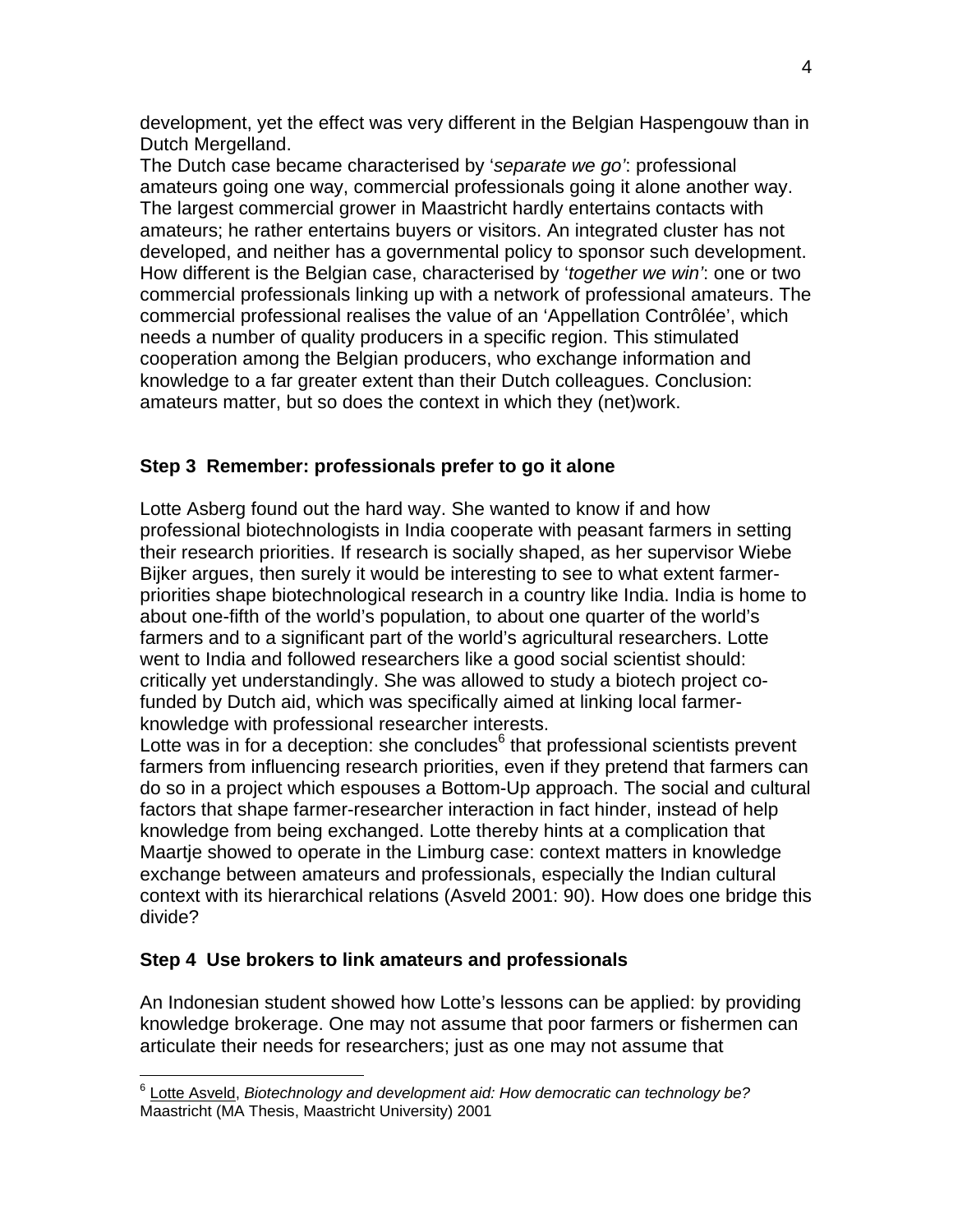development, yet the effect was very different in the Belgian Haspengouw than in Dutch Mergelland.

The Dutch case became characterised by '*separate we go*': professional amateurs going one way, commercial professionals going it alone another way. The largest commercial grower in Maastricht hardly entertains contacts with amateurs; he rather entertains buyers or visitors. An integrated cluster has not developed, and neither has a governmental policy to sponsor such development. How different is the Belgian case, characterised by '*together we win*': one or two commercial professionals linking up with a network of professional amateurs. The commercial professional realises the value of an 'Appellation Contrôlée', which needs a number of quality producers in a specific region. This stimulated cooperation among the Belgian producers, who exchange information and knowledge to a far greater extent than their Dutch colleagues. Conclusion: amateurs matter, but so does the context in which they (net)work.

### Step 3 Remember: professionals prefer to go it alone

Lotte Asberg found out the hard way. She wanted to know if and how professional biotechnologists in India cooperate with peasant farmers in setting their research priorities. If research is socially shaped, as her supervisor Wiebe Bijker argues, then surely it would be interesting to see to what extent farmer-priorities shape biotechnological research in a country like India. India is home to about one-fifth of the world's population, to about one quarter of the world's farmers and to a significant part of the world's agricultural researchers. Lotte went to India and followed researchers like a good social scientist should: critically yet understandingly. She was allowed to study a biotech project co-funded by Dutch aid, which was specifically aimed at linking local farmer-knowledge with professional researcher interests.

Lotte was in for a deception: she concludes[6] that professional scientists prevent farmers from influencing research priorities, even if they pretend that farmers can do so in a project which espouses a Bottom-Up approach. The social and cultural factors that shape farmer-researcher interaction in fact hinder, instead of help knowledge from being exchanged. Lotte thereby hints at a complication that Maartje showed to operate in the Limburg case: context matters in knowledge exchange between amateurs and professionals, especially the Indian cultural context with its hierarchical relations (Asveld 2001: 90). How does one bridge this divide?

### Step 4 Use brokers to link amateurs and professionals

An Indonesian student showed how Lotte's lessons can be applied: by providing knowledge brokerage. One may not assume that poor farmers or fishermen can articulate their needs for researchers; just as one may not assume that

[6] Lotte Asveld, *Biotechnology and development aid: How democratic can technology be?* Maastricht (MA Thesis, Maastricht University) 2001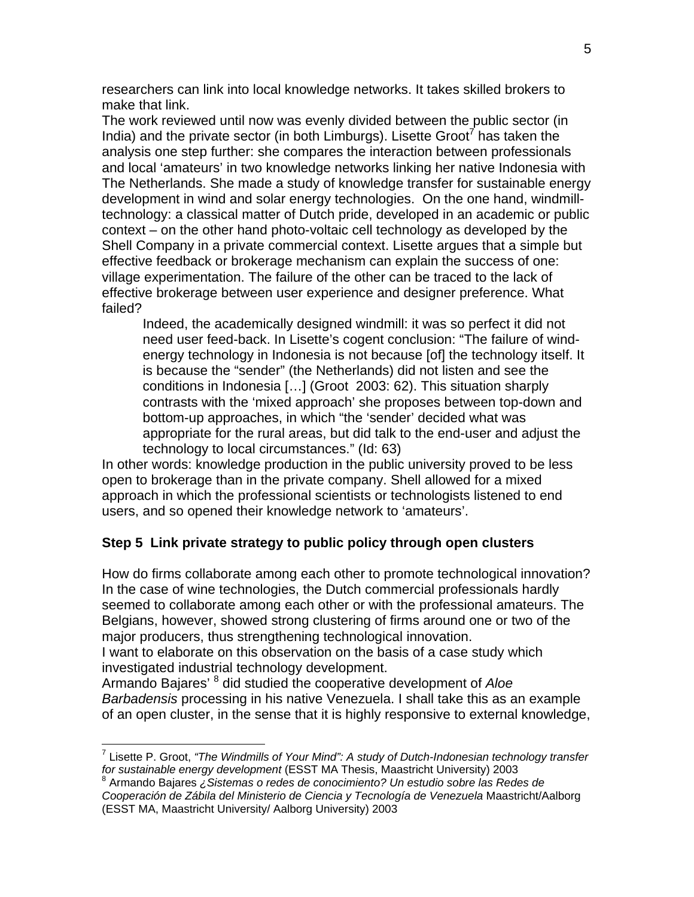researchers can link into local knowledge networks. It takes skilled brokers to make that link.

The work reviewed until now was evenly divided between the public sector (in India) and the private sector (in both Limburgs). Lisette Groot[7] has taken the analysis one step further: she compares the interaction between professionals and local 'amateurs' in two knowledge networks linking her native Indonesia with The Netherlands. She made a study of knowledge transfer for sustainable energy development in wind and solar energy technologies. On the one hand, windmill-technology: a classical matter of Dutch pride, developed in an academic or public context – on the other hand photo-voltaic cell technology as developed by the Shell Company in a private commercial context. Lisette argues that a simple but effective feedback or brokerage mechanism can explain the success of one: village experimentation. The failure of the other can be traced to the lack of effective brokerage between user experience and designer preference. What failed?

> Indeed, the academically designed windmill: it was so perfect it did not need user feed-back. In Lisette's cogent conclusion: "The failure of wind-energy technology in Indonesia is not because [of] the technology itself. It is because the "sender" (the Netherlands) did not listen and see the conditions in Indonesia […] (Groot 2003: 62). This situation sharply contrasts with the 'mixed approach' she proposes between top-down and bottom-up approaches, in which "the 'sender' decided what was appropriate for the rural areas, but did talk to the end-user and adjust the technology to local circumstances." (Id: 63)

In other words: knowledge production in the public university proved to be less open to brokerage than in the private company. Shell allowed for a mixed approach in which the professional scientists or technologists listened to end users, and so opened their knowledge network to 'amateurs'.

### Step 5 Link private strategy to public policy through open clusters

How do firms collaborate among each other to promote technological innovation? In the case of wine technologies, the Dutch commercial professionals hardly seemed to collaborate among each other or with the professional amateurs. The Belgians, however, showed strong clustering of firms around one or two of the major producers, thus strengthening technological innovation.

I want to elaborate on this observation on the basis of a case study which investigated industrial technology development.

Armando Bajares' [8] did studied the cooperative development of *Aloe Barbadensis* processing in his native Venezuela. I shall take this as an example of an open cluster, in the sense that it is highly responsive to external knowledge,

---

[7] Lisette P. Groot, *"The Windmills of Your Mind": A study of Dutch-Indonesian technology transfer for sustainable energy development* (ESST MA Thesis, Maastricht University) 2003

[8] Armando Bajares *¿Sistemas o redes de conocimiento? Un estudio sobre las Redes de Cooperación de Zábila del Ministerio de Ciencia y Tecnología de Venezuela* Maastricht/Aalborg (ESST MA, Maastricht University/ Aalborg University) 2003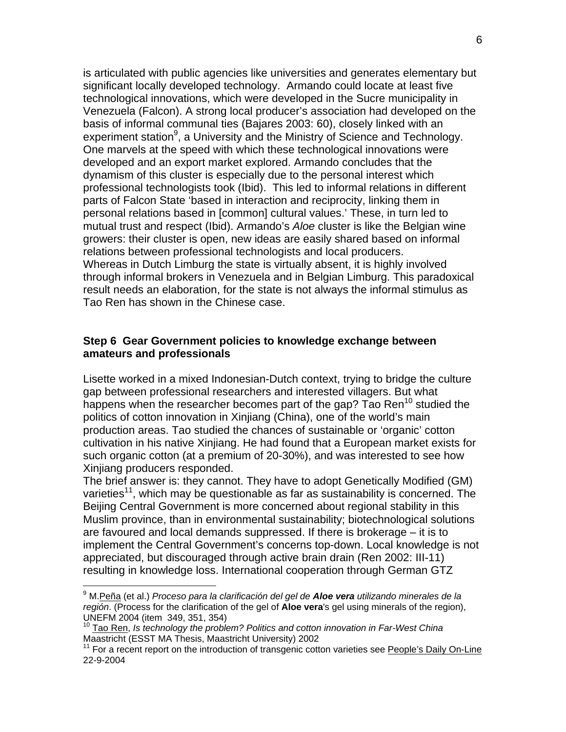is articulated with public agencies like universities and generates elementary but significant locally developed technology. Armando could locate at least five technological innovations, which were developed in the Sucre municipality in Venezuela (Falcon). A strong local producer's association had developed on the basis of informal communal ties (Bajares 2003: 60), closely linked with an experiment station[9], a University and the Ministry of Science and Technology. One marvels at the speed with which these technological innovations were developed and an export market explored. Armando concludes that the dynamism of this cluster is especially due to the personal interest which professional technologists took (Ibid). This led to informal relations in different parts of Falcon State 'based in interaction and reciprocity, linking them in personal relations based in [common] cultural values.' These, in turn led to mutual trust and respect (Ibid). Armando's *Aloe* cluster is like the Belgian wine growers: their cluster is open, new ideas are easily shared based on informal relations between professional technologists and local producers.
Whereas in Dutch Limburg the state is virtually absent, it is highly involved through informal brokers in Venezuela and in Belgian Limburg. This paradoxical result needs an elaboration, for the state is not always the informal stimulus as Tao Ren has shown in the Chinese case.

### Step 6 Gear Government policies to knowledge exchange between amateurs and professionals

Lisette worked in a mixed Indonesian-Dutch context, trying to bridge the culture gap between professional researchers and interested villagers. But what happens when the researcher becomes part of the gap? Tao Ren[10] studied the politics of cotton innovation in Xinjiang (China), one of the world's main production areas. Tao studied the chances of sustainable or 'organic' cotton cultivation in his native Xinjiang. He had found that a European market exists for such organic cotton (at a premium of 20-30%), and was interested to see how Xinjiang producers responded.
The brief answer is: they cannot. They have to adopt Genetically Modified (GM) varieties[11], which may be questionable as far as sustainability is concerned. The Beijing Central Government is more concerned about regional stability in this Muslim province, than in environmental sustainability; biotechnological solutions are favoured and local demands suppressed. If there is brokerage – it is to implement the Central Government's concerns top-down. Local knowledge is not appreciated, but discouraged through active brain drain (Ren 2002: III-11) resulting in knowledge loss. International cooperation through German GTZ

---

[9] M.Peña (et al.) *Proceso para la clarificación del gel de* ***Aloe vera*** *utilizando minerales de la región*. (Process for the clarification of the gel of **Aloe vera**'s gel using minerals of the region), UNEFM 2004 (item 349, 351, 354)

[10] Tao Ren, *Is technology the problem? Politics and cotton innovation in Far-West China* Maastricht (ESST MA Thesis, Maastricht University) 2002

[11] For a recent report on the introduction of transgenic cotton varieties see People's Daily On-Line 22-9-2004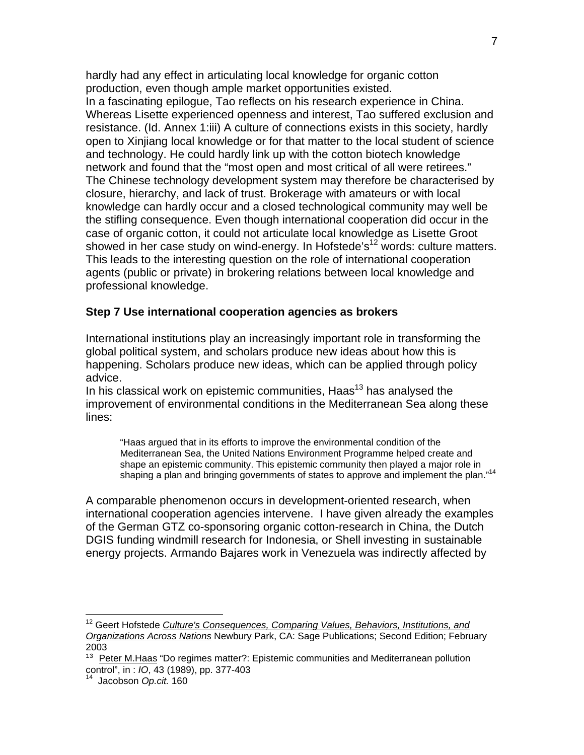hardly had any effect in articulating local knowledge for organic cotton production, even though ample market opportunities existed.
In a fascinating epilogue, Tao reflects on his research experience in China. Whereas Lisette experienced openness and interest, Tao suffered exclusion and resistance. (Id. Annex 1:iii) A culture of connections exists in this society, hardly open to Xinjiang local knowledge or for that matter to the local student of science and technology. He could hardly link up with the cotton biotech knowledge network and found that the "most open and most critical of all were retirees." The Chinese technology development system may therefore be characterised by closure, hierarchy, and lack of trust. Brokerage with amateurs or with local knowledge can hardly occur and a closed technological community may well be the stifling consequence. Even though international cooperation did occur in the case of organic cotton, it could not articulate local knowledge as Lisette Groot showed in her case study on wind-energy. In Hofstede's[12] words: culture matters. This leads to the interesting question on the role of international cooperation agents (public or private) in brokering relations between local knowledge and professional knowledge.

**Step 7 Use international cooperation agencies as brokers**

International institutions play an increasingly important role in transforming the global political system, and scholars produce new ideas about how this is happening. Scholars produce new ideas, which can be applied through policy advice.
In his classical work on epistemic communities, Haas[13] has analysed the improvement of environmental conditions in the Mediterranean Sea along these lines:

> "Haas argued that in its efforts to improve the environmental condition of the Mediterranean Sea, the United Nations Environment Programme helped create and shape an epistemic community. This epistemic community then played a major role in shaping a plan and bringing governments of states to approve and implement the plan."[14]

A comparable phenomenon occurs in development-oriented research, when international cooperation agencies intervene. I have given already the examples of the German GTZ co-sponsoring organic cotton-research in China, the Dutch DGIS funding windmill research for Indonesia, or Shell investing in sustainable energy projects. Armando Bajares work in Venezuela was indirectly affected by

---

[12] Geert Hofstede *Culture's Consequences, Comparing Values, Behaviors, Institutions, and Organizations Across Nations* Newbury Park, CA: Sage Publications; Second Edition; February 2003

[13] Peter M.Haas "Do regimes matter?: Epistemic communities and Mediterranean pollution control", in : *IO*, 43 (1989), pp. 377-403

[14] Jacobson *Op.cit.* 160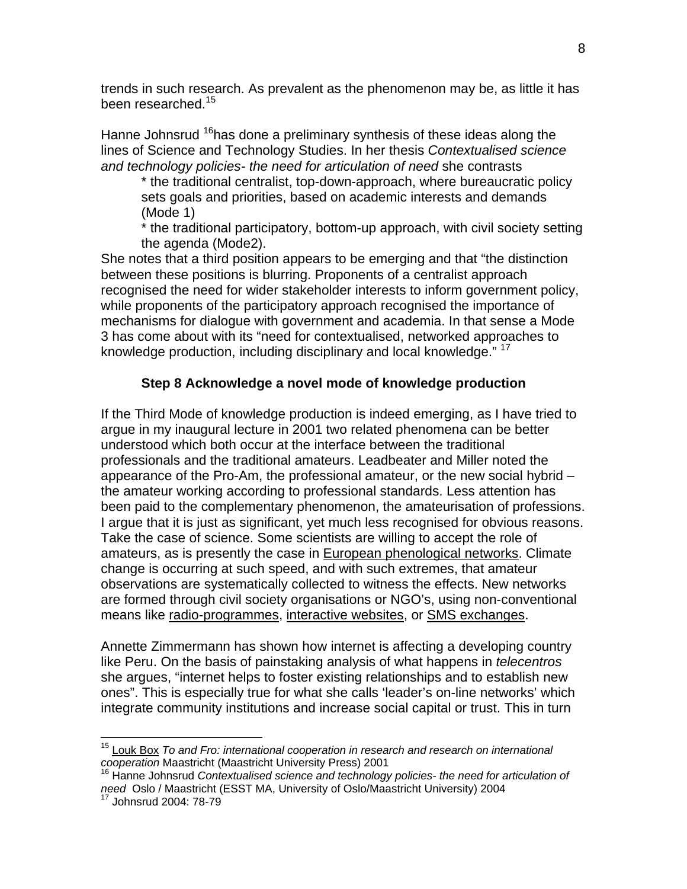trends in such research. As prevalent as the phenomenon may be, as little it has been researched.[15]

Hanne Johnsrud [16]has done a preliminary synthesis of these ideas along the lines of Science and Technology Studies. In her thesis *Contextualised science and technology policies- the need for articulation of need* she contrasts

* the traditional centralist, top-down-approach, where bureaucratic policy sets goals and priorities, based on academic interests and demands (Mode 1)
* the traditional participatory, bottom-up approach, with civil society setting the agenda (Mode2).

She notes that a third position appears to be emerging and that "the distinction between these positions is blurring. Proponents of a centralist approach recognised the need for wider stakeholder interests to inform government policy, while proponents of the participatory approach recognised the importance of mechanisms for dialogue with government and academia. In that sense a Mode 3 has come about with its "need for contextualised, networked approaches to knowledge production, including disciplinary and local knowledge." [17]

**Step 8 Acknowledge a novel mode of knowledge production**

If the Third Mode of knowledge production is indeed emerging, as I have tried to argue in my inaugural lecture in 2001 two related phenomena can be better understood which both occur at the interface between the traditional professionals and the traditional amateurs. Leadbeater and Miller noted the appearance of the Pro-Am, the professional amateur, or the new social hybrid – the amateur working according to professional standards. Less attention has been paid to the complementary phenomenon, the amateurisation of professions. I argue that it is just as significant, yet much less recognised for obvious reasons. Take the case of science. Some scientists are willing to accept the role of amateurs, as is presently the case in European phenological networks. Climate change is occurring at such speed, and with such extremes, that amateur observations are systematically collected to witness the effects. New networks are formed through civil society organisations or NGO's, using non-conventional means like radio-programmes, interactive websites, or SMS exchanges.

Annette Zimmermann has shown how internet is affecting a developing country like Peru. On the basis of painstaking analysis of what happens in *telecentros* she argues, "internet helps to foster existing relationships and to establish new ones". This is especially true for what she calls 'leader's on-line networks' which integrate community institutions and increase social capital or trust. This in turn

---

[15] Louk Box *To and Fro: international cooperation in research and research on international cooperation* Maastricht (Maastricht University Press) 2001

[16] Hanne Johnsrud *Contextualised science and technology policies- the need for articulation of need* Oslo / Maastricht (ESST MA, University of Oslo/Maastricht University) 2004

[17] Johnsrud 2004: 78-79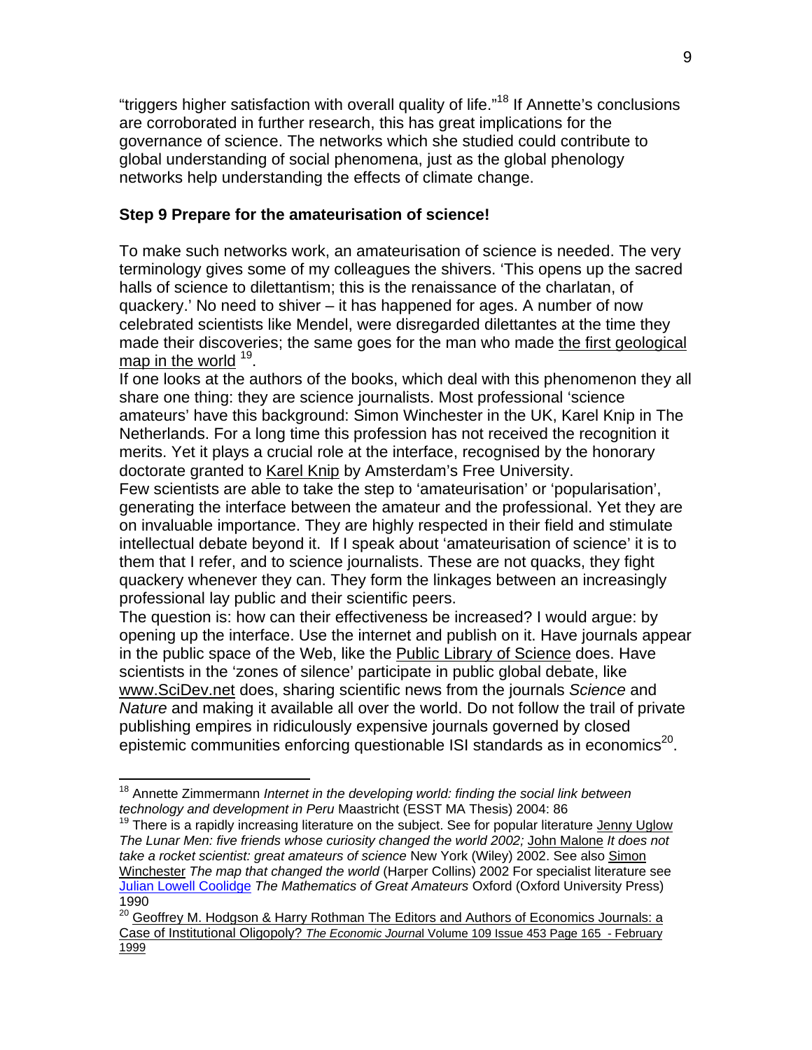"triggers higher satisfaction with overall quality of life."[18] If Annette's conclusions are corroborated in further research, this has great implications for the governance of science. The networks which she studied could contribute to global understanding of social phenomena, just as the global phenology networks help understanding the effects of climate change.

**Step 9 Prepare for the amateurisation of science!**

To make such networks work, an amateurisation of science is needed. The very terminology gives some of my colleagues the shivers. 'This opens up the sacred halls of science to dilettantism; this is the renaissance of the charlatan, of quackery.' No need to shiver – it has happened for ages. A number of now celebrated scientists like Mendel, were disregarded dilettantes at the time they made their discoveries; the same goes for the man who made the first geological map in the world [19].

If one looks at the authors of the books, which deal with this phenomenon they all share one thing: they are science journalists. Most professional 'science amateurs' have this background: Simon Winchester in the UK, Karel Knip in The Netherlands. For a long time this profession has not received the recognition it merits. Yet it plays a crucial role at the interface, recognised by the honorary doctorate granted to Karel Knip by Amsterdam's Free University.

Few scientists are able to take the step to 'amateurisation' or 'popularisation', generating the interface between the amateur and the professional. Yet they are on invaluable importance. They are highly respected in their field and stimulate intellectual debate beyond it. If I speak about 'amateurisation of science' it is to them that I refer, and to science journalists. These are not quacks, they fight quackery whenever they can. They form the linkages between an increasingly professional lay public and their scientific peers.

The question is: how can their effectiveness be increased? I would argue: by opening up the interface. Use the internet and publish on it. Have journals appear in the public space of the Web, like the Public Library of Science does. Have scientists in the 'zones of silence' participate in public global debate, like www.SciDev.net does, sharing scientific news from the journals *Science* and *Nature* and making it available all over the world. Do not follow the trail of private publishing empires in ridiculously expensive journals governed by closed epistemic communities enforcing questionable ISI standards as in economics[20].

---

[18] Annette Zimmermann *Internet in the developing world: finding the social link between technology and development in Peru* Maastricht (ESST MA Thesis) 2004: 86

[19] There is a rapidly increasing literature on the subject. See for popular literature Jenny Uglow *The Lunar Men: five friends whose curiosity changed the world 2002;* John Malone *It does not take a rocket scientist: great amateurs of science* New York (Wiley) 2002. See also Simon Winchester *The map that changed the world* (Harper Collins) 2002 For specialist literature see Julian Lowell Coolidge *The Mathematics of Great Amateurs* Oxford (Oxford University Press) 1990

[20] Geoffrey M. Hodgson & Harry Rothman The Editors and Authors of Economics Journals: a Case of Institutional Oligopoly? *The Economic Journal* Volume 109 Issue 453 Page 165 - February 1999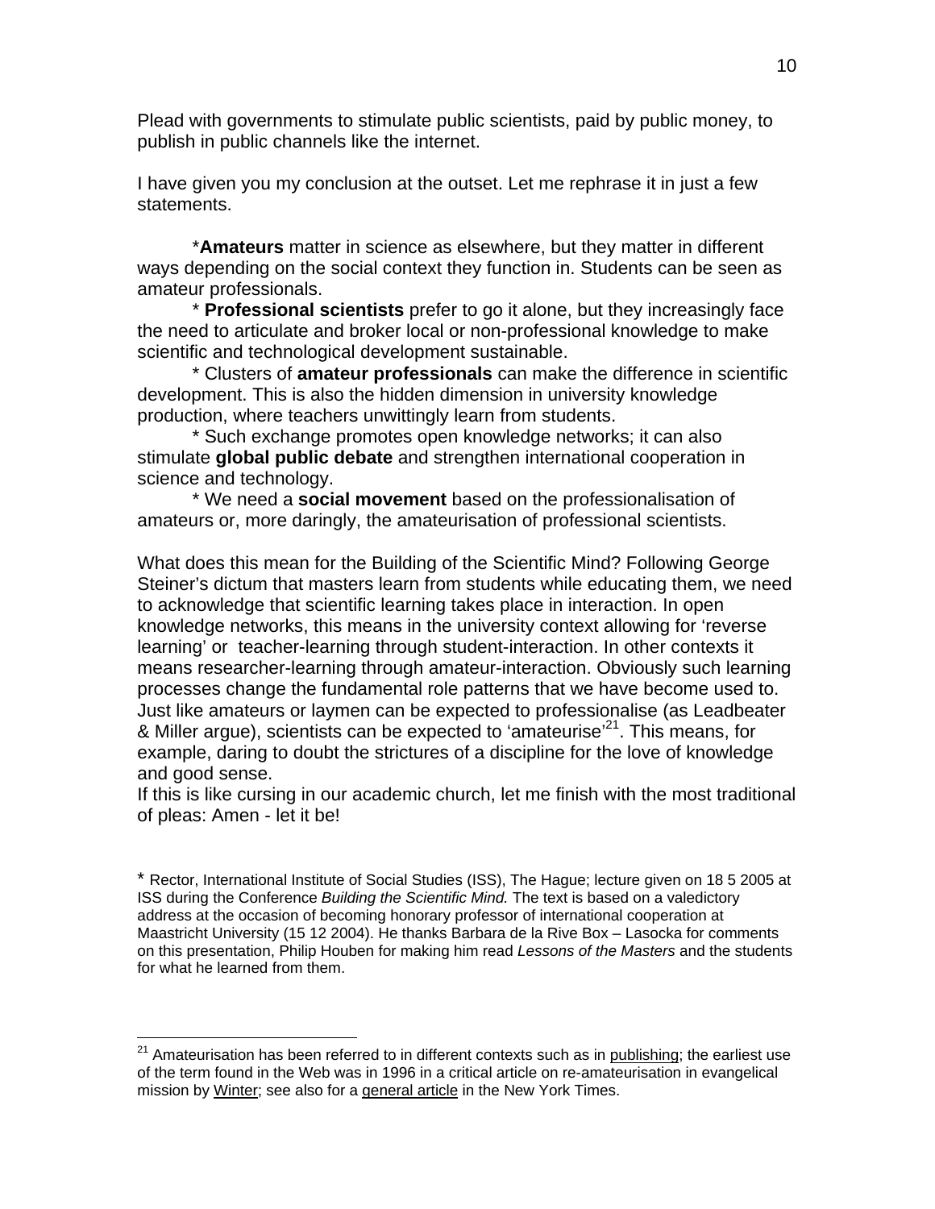Plead with governments to stimulate public scientists, paid by public money, to publish in public channels like the internet.

I have given you my conclusion at the outset. Let me rephrase it in just a few statements.

*__Amateurs__ matter in science as elsewhere, but they matter in different ways depending on the social context they function in. Students can be seen as amateur professionals.

* **Professional scientists** prefer to go it alone, but they increasingly face the need to articulate and broker local or non-professional knowledge to make scientific and technological development sustainable.

* Clusters of **amateur professionals** can make the difference in scientific development. This is also the hidden dimension in university knowledge production, where teachers unwittingly learn from students.

* Such exchange promotes open knowledge networks; it can also stimulate **global public debate** and strengthen international cooperation in science and technology.

* We need a **social movement** based on the professionalisation of amateurs or, more daringly, the amateurisation of professional scientists.

What does this mean for the Building of the Scientific Mind? Following George Steiner's dictum that masters learn from students while educating them, we need to acknowledge that scientific learning takes place in interaction. In open knowledge networks, this means in the university context allowing for 'reverse learning' or teacher-learning through student-interaction. In other contexts it means researcher-learning through amateur-interaction. Obviously such learning processes change the fundamental role patterns that we have become used to. Just like amateurs or laymen can be expected to professionalise (as Leadbeater & Miller argue), scientists can be expected to 'amateurise'[21]. This means, for example, daring to doubt the strictures of a discipline for the love of knowledge and good sense.

If this is like cursing in our academic church, let me finish with the most traditional of pleas: Amen - let it be!

* Rector, International Institute of Social Studies (ISS), The Hague; lecture given on 18 5 2005 at ISS during the Conference *Building the Scientific Mind.* The text is based on a valedictory address at the occasion of becoming honorary professor of international cooperation at Maastricht University (15 12 2004). He thanks Barbara de la Rive Box – Lasocka for comments on this presentation, Philip Houben for making him read *Lessons of the Masters* and the students for what he learned from them.

[21] Amateurisation has been referred to in different contexts such as in publishing; the earliest use of the term found in the Web was in 1996 in a critical article on re-amateurisation in evangelical mission by Winter; see also for a general article in the New York Times.